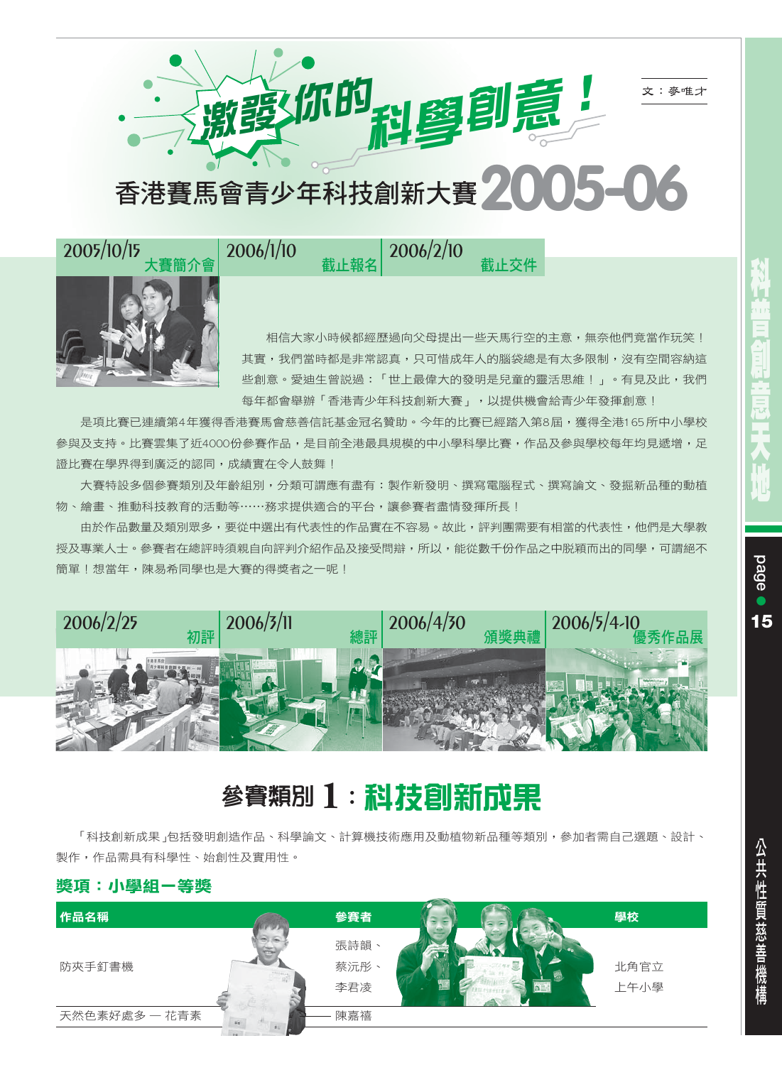# 激發你的科學創意！

文：麥唯才

## 香港賽馬會青少年科技創新大賽2005-06

| 2005/10/15 | 2006/1/10 | 2006/2/10 |
|---|---|---|
| 大賽簡介會 | 截止報名 | 截止交件 |

相信大家小時候都經歷過向父母提出一些天馬行空的主意，無奈他們竟當作玩笑！其實，我們當時都是非常認真，只可惜成年人的腦袋總是有太多限制，沒有空間容納這些創意。愛迪生曾說過：「世上最偉大的發明是兒童的靈活思維！」。有見及此，我們每年都會舉辦「香港青少年科技創新大賽」，以提供機會給青少年發揮創意！

是項比賽已連續第4年獲得香港賽馬會慈善信託基金冠名贊助。今年的比賽已經踏入第8屆，獲得全港165所中小學校參與及支持。比賽雲集了近4000份參賽作品，是目前全港最具規模的中小學科學比賽，作品及參與學校每年均見遞增，足證比賽在學界得到廣泛的認同，成績實在令人鼓舞！

大賽特設多個參賽類別及年齡組別，分類可謂應有盡有：製作新發明、撰寫電腦程式、撰寫論文、發掘新品種的動植物、繪畫、推動科技教育的活動等……務求提供適合的平台，讓參賽者盡情發揮所長！

由於作品數量及類別眾多，要從中選出有代表性的作品實在不容易。故此，評判團需要有相當的代表性，他們是大學教授及專業人士。參賽者在總評時須親自向評判介紹作品及接受問辯，所以，能從數千份作品之中脫穎而出的同學，可謂絕不簡單！想當年，陳易希同學也是大賽的得獎者之一呢！

| 2006/2/25 | 2006/3/11 | 2006/4/30 | 2006/5/4-10 |
|---|---|---|---|
| 初評 | 總評 | 頒獎典禮 | 優秀作品展 |

## 參賽類別 1：科技創新成果

「科技創新成果」包括發明創造作品、科學論文、計算機技術應用及動植物新品種等類別，參加者需自己選題、設計、製作，作品需具有科學性、始創性及實用性。

### 獎項：小學組一等獎

| 作品名稱 | 參賽者 | 學校 |
|---|---|---|
| 防夾手釘書機 | 張詩韻、蔡沅彤、李君凌 | 北角官立上午小學 |
| 天然色素好處多 — 花青素 | 陳嘉禧 | |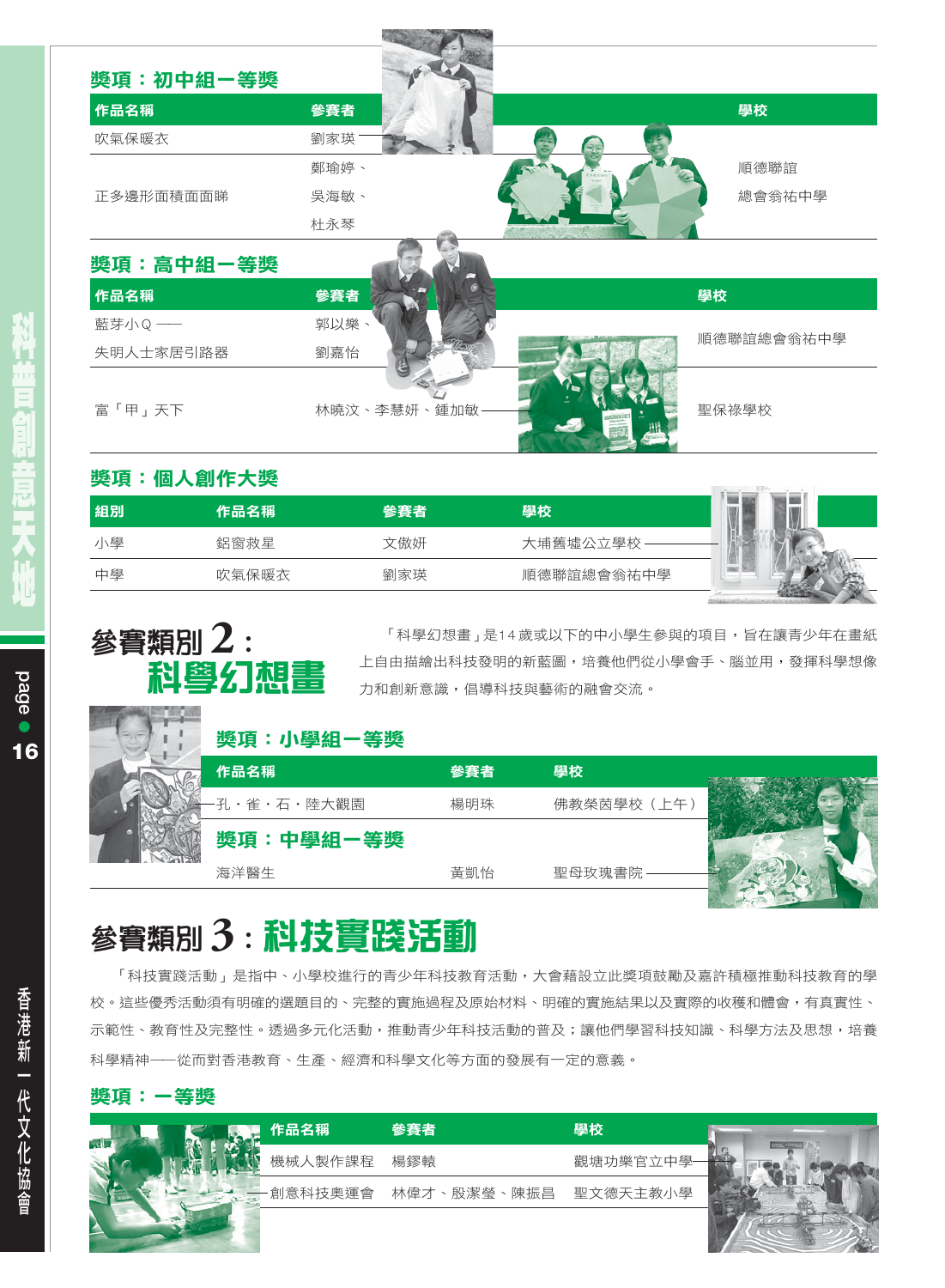### 獎項：初中組一等獎

| 作品名稱 | 參賽者 | 學校 |
| --- | --- | --- |
| 吹氣保暖衣 | 劉家瑛 | |
| 正多邊形面積面面睇 | 鄭瑜婷、吳海敏、杜永琴 | 順德聯誼總會翁祐中學 |

### 獎項：高中組一等獎

| 作品名稱 | 參賽者 | 學校 |
| --- | --- | --- |
| 藍芽小Q——失明人士家居引路器 | 郭以樂、劉嘉怡 | 順德聯誼總會翁祐中學 |
| 富「甲」天下 | 林曉汶、李慧妍、鍾加敏 | 聖保祿學校 |

### 獎項：個人創作大獎

| 組別 | 作品名稱 | 參賽者 | 學校 |
| --- | --- | --- | --- |
| 小學 | 鋁窗救星 | 文傲妍 | 大埔舊墟公立學校 |
| 中學 | 吹氣保暖衣 | 劉家瑛 | 順德聯誼總會翁祐中學 |

## 參賽類別 2：科學幻想畫

「科學幻想畫」是14歲或以下的中小學生參與的項目，旨在讓青少年在畫紙上自由描繪出科技發明的新藍圖，培養他們從小學會手、腦並用，發揮科學想像力和創新意識，倡導科技與藝術的融會交流。

### 獎項：小學組一等獎

| 作品名稱 | 參賽者 | 學校 |
| --- | --- | --- |
| 孔・雀・石・陸大觀園 | 楊明珠 | 佛教榮茵學校（上午） |

### 獎項：中學組一等獎

| 作品名稱 | 參賽者 | 學校 |
| --- | --- | --- |
| 海洋醫生 | 黃凱怡 | 聖母玫瑰書院 |

## 參賽類別 3：科技實踐活動

「科技實踐活動」是指中、小學校進行的青少年科技教育活動，大會藉設立此獎項鼓勵及嘉許積極推動科技教育的學校。這些優秀活動須有明確的選題目的、完整的實施過程及原始材料、明確的實施結果以及實際的收穫和體會，有真實性、示範性、教育性及完整性。透過多元化活動，推動青少年科技活動的普及；讓他們學習科技知識、科學方法及思想，培養科學精神——從而對香港教育、生產、經濟和科學文化等方面的發展有一定的意義。

### 獎項：一等獎

| 作品名稱 | 參賽者 | 學校 |
| --- | --- | --- |
| 機械人製作課程 | 楊鏐�笒 | 觀塘功樂官立中學 |
| 創意科技奧運會 | 林偉才、殷潔瑩、陳振昌 | 聖文德天主教小學 |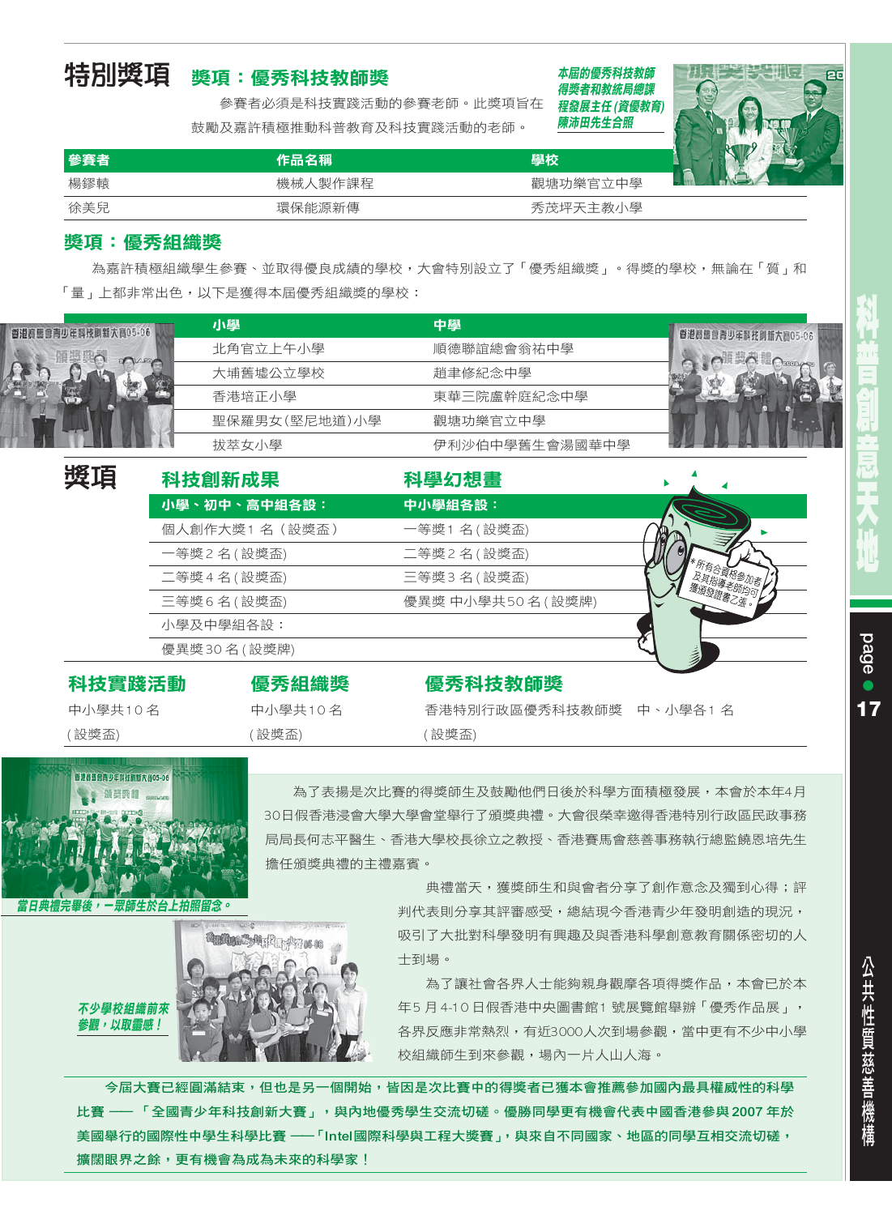# 特別獎項

## 獎項：優秀科技教師獎

參賽者必須是科技實踐活動的參賽老師。此獎項旨在鼓勵及嘉許積極推動科普教育及科技實踐活動的老師。

*本屆的優秀科技教師得獎者和教統局總課程發展主任(資優教育)陳沛田先生合照*

| 參賽者 | 作品名稱 | 學校 |
|---|---|---|
| 楊鏐轅 | 機械人製作課程 | 觀塘功樂官立中學 |
| 徐美兒 | 環保能源新傳 | 秀茂坪天主教小學 |

## 獎項：優秀組織獎

為嘉許積極組織學生參賽、並取得優良成績的學校，大會特別設立了「優秀組織獎」。得獎的學校，無論在「質」和「量」上都非常出色，以下是獲得本屆優秀組織獎的學校：

| 小學 | 中學 |
|---|---|
| 北角官立上午小學 | 順德聯誼總會翁祐中學 |
| 大埔舊墟公立學校 | 趙聿修紀念中學 |
| 香港培正小學 | 東華三院盧幹庭紀念中學 |
| 聖保羅男女(堅尼地道)小學 | 觀塘功樂官立中學 |
| 拔萃女小學 | 伊利沙伯中學舊生會湯國華中學 |

# 獎項

## 科技創新成果

| 小學、初中、高中組各設： |
|---|
| 個人創作大獎1 名（設獎盃） |
| 一等獎2 名(設獎盃) |
| 二等獎4 名(設獎盃) |
| 三等獎6 名(設獎盃) |
| 小學及中學組各設： |
| 優異獎30 名(設獎牌) |

## 科學幻想畫

| 中小學組各設： |
|---|
| 一等獎1 名(設獎盃) |
| 二等獎2 名(設獎盃) |
| 三等獎3 名(設獎盃) |
| 優異獎 中小學共50 名(設獎牌) |

*所有合資格參加者及其指導老師均可獲頒發證書乙張。

## 科技實踐活動

中小學共10 名

(設獎盃)

## 優秀組織獎

中小學共10 名

(設獎盃)

## 優秀科技教師獎

香港特別行政區優秀科技教師獎　中、小學各1 名

(設獎盃)

*當日典禮完畢後，一眾師生於台上拍照留念。*

為了表揚是次比賽的得獎師生及鼓勵他們日後於科學方面積極發展，本會於本年4月30日假香港浸會大學大學會堂舉行了頒獎典禮。大會很榮幸邀得香港特別行政區民政事務局局長何志平醫生、香港大學校長徐立之教授、香港賽馬會慈善事務執行總監鐃恩培先生擔任頒獎典禮的主禮嘉賓。

典禮當天，獲獎師生和與會者分享了創作意念及獨到心得；評判代表則分享其評審感受，總結現今香港青少年發明創造的現況，吸引了大批對科學發明有興趣及與香港科學創意教育有關係密切的人士到場。

*不少學校組織前來參觀，以取靈感！*

為了讓社會各界人士能夠親身觀摩各項得獎作品，本會已於本年5 月4-10 日假香港中央圖書館1 號展覽館舉辦「優秀作品展」，各界反應非常熱烈，有近3000人次到場參觀，當中更有不少中小學校組織師生到來參觀，場內一片人山人海。

**今屆大賽已經圓滿結束，但也是另一個開始，皆因是次比賽中的得獎者已獲本會推薦參加國內最具權威性的科學比賽 ── 「全國青少年科技創新大賽」，與內地優秀學生交流切磋。優勝同學更有機會代表中國香港參與2007 年於美國舉行的國際性中學生科學比賽 ──「Intel國際科學與工程大獎賽」，與來自不同國家、地區的同學互相交流切磋，擴闊眼界之餘，更有機會為成為未來的科學家！**